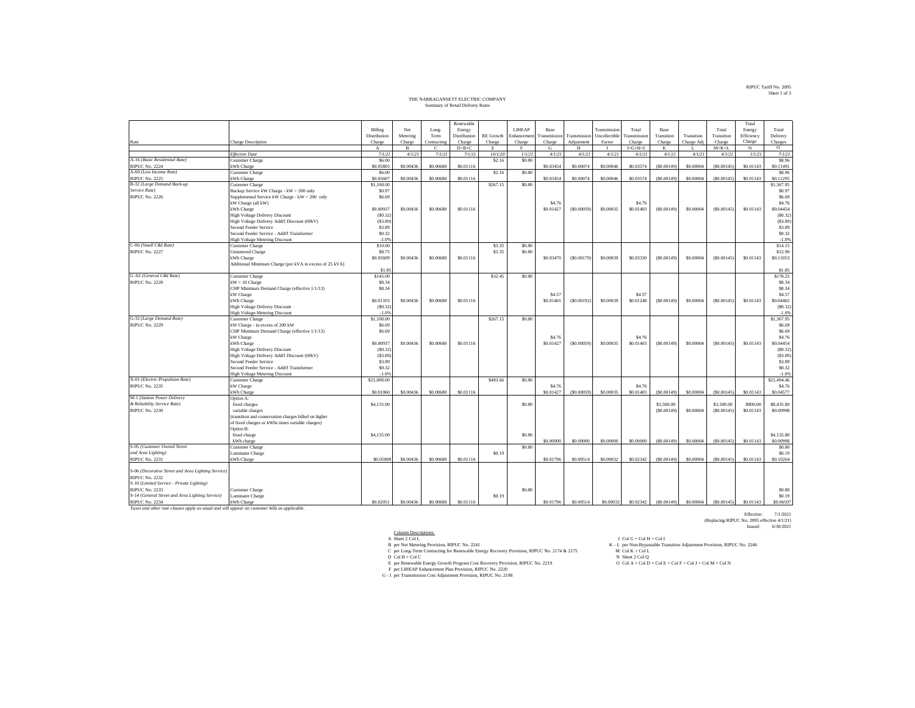RIPUC Tariff No. 2095
Sheet 1 of 3

THE NARRAGANSETT ELECTRIC COMPANY
Summary of Retail Delivery Rates

| Rate | Charge Description | Billing Distribution Charge | Net Metering Charge | Long-Term Contracting | Renewable Energy Distribution Charge | RE Growth Charge | LIHEAP Enhancement Charge | Base Transmission Charge | Transmission Adjustment | Transmission Uncollectible Factor | Total Transmission Charge | Base Transition Charge | Transition Charge Adj | Total Transition Charge | Total Energy Efficiency Charge | Total Delivery Charges |
|---|---|---|---|---|---|---|---|---|---|---|---|---|---|---|---|---|
| | | A | B | C | D=B+C | E | F | G | H | I | J=G+H+I | K | L | M=K+L | N | O |
| | *Effective Date* | *7/1/21* | *4/1/21* | *7/1/21* | *7/1/21* | *10/1/20* | *1/1/21* | *4/1/21* | *4/1/21* | *4/1/21* | *4/1/21* | *4/1/21* | *4/1/21* | *4/1/21* | *1/1/21* | *7/1/21* |
| A-16 *(Basic Residential Rate)* | Customer Charge | $6.00 | | | | $2.16 | $0.80 | | | | | | | | | $8.96 |
| RIPUC No. 2224 | kWh Charge | $0.05803 | $0.00436 | $0.00680 | $0.01116 | | | $0.03454 | $0.00074 | $0.00046 | $0.03574 | ($0.00149) | $0.00004 | ($0.00145) | $0.01143 | $0.11491 |
| A-60 *(Low Income Rate)* | Customer Charge | $6.00 | | | | $2.16 | $0.80 | | | | | | | | | $8.96 |
| RIPUC No. 2225 | kWh Charge | $0.05607 | $0.00436 | $0.00680 | $0.01116 | | | $0.03454 | $0.00074 | $0.00046 | $0.03574 | ($0.00149) | $0.00004 | ($0.00145) | $0.01143 | $0.11295 |
| B-32 *(Large Demand Back-up Service Rate)* | Customer Charge | $1,100.00 | | | | $267.15 | $0.80 | | | | | | | | | $1,367.95 |
| | Backup Service kW Charge - kW > 200 only | $0.97 | | | | | | | | | | | | | | $0.97 |
| RIPUC No. 2226 | Supplemental Service kW Charge - kW > 200 only | $6.69 | | | | | | | | | | | | | | $6.69 |
| | kW Charge (all kW) | | | | | | | $4.76 | | | $4.76 | | | | | $4.76 |
| | kWh Charge | $0.00937 | $0.00436 | $0.00680 | $0.01116 | | | $0.01427 | ($0.00059) | $0.00035 | $0.01403 | ($0.00149) | $0.00004 | ($0.00145) | $0.01143 | $0.04454 |
| | High Voltage Delivery Discount | ($0.32) | | | | | | | | | | | | | | ($0.32) |
| | High Voltage Delivery Addt'l Discount (69kV) | ($3.89) | | | | | | | | | | | | | | ($3.89) |
| | Second Feeder Service | $3.89 | | | | | | | | | | | | | | $3.89 |
| | Second Feeder Service - Addt'l Transformer | $0.32 | | | | | | | | | | | | | | $0.32 |
| | High Voltage Metering Discount | -1.0% | | | | | | | | | | | | | | -1.0% |
| C-06 *(Small C&I Rate)* | Customer Charge | $10.00 | | | | $3.35 | $0.80 | | | | | | | | | $14.15 |
| RIPUC No. 2227 | Unmetered Charge | $8.75 | | | | $3.35 | $0.80 | | | | | | | | | $12.90 |
| | kWh Charge | $0.05609 | $0.00436 | $0.00680 | $0.01116 | | | $0.03470 | ($0.00179) | $0.00039 | $0.03330 | ($0.00149) | $0.00004 | ($0.00145) | $0.01143 | $0.11053 |
| | Additional Minimum Charge (per kVA in excess of 25 kVA) | $1.85 | | | | | | | | | | | | | | $1.85 |
| G-02 *(General C&I Rate)* | Customer Charge | $145.00 | | | | $32.45 | $0.80 | | | | | | | | | $178.25 |
| RIPUC No. 2228 | kW > 10 Charge | $8.34 | | | | | | | | | | | | | | $8.34 |
| | CHP Minimum Demand Charge (effective 1/1/13) | $8.34 | | | | | | | | | | | | | | $8.34 |
| | kW Charge | | | | | | | $4.57 | | | $4.57 | | | | | $4.57 |
| | kWh Charge | $0.01103 | $0.00436 | $0.00680 | $0.01116 | | | $0.01401 | ($0.00192) | $0.00039 | $0.01248 | ($0.00149) | $0.00004 | ($0.00145) | $0.01143 | $0.04465 |
| | High Voltage Delivery Discount | ($0.32) | | | | | | | | | | | | | | ($0.32) |
| | High Voltage Metering Discount | -1.0% | | | | | | | | | | | | | | -1.0% |
| G-32 *(Large Demand Rate)* | Customer Charge | $1,100.00 | | | | $267.15 | $0.80 | | | | | | | | | $1,367.95 |
| RIPUC No. 2229 | kW Charge - in excess of 200 kW | $6.69 | | | | | | | | | | | | | | $6.69 |
| | CHP Minimum Demand Charge (effective 1/1/13) | $6.69 | | | | | | | | | | | | | | $6.69 |
| | kW Charge | | | | | | | $4.76 | | | $4.76 | | | | | $4.76 |
| | kWh Charge | $0.00937 | $0.00436 | $0.00680 | $0.01116 | | | $0.01427 | ($0.00059) | $0.00035 | $0.01403 | ($0.00149) | $0.00004 | ($0.00145) | $0.01143 | $0.04454 |
| | High Voltage Delivery Discount | ($0.32) | | | | | | | | | | | | | | ($0.32) |
| | High Voltage Delivery Addt'l Discount (69kV) | ($3.89) | | | | | | | | | | | | | | ($3.89) |
| | Second Feeder Service | $3.89 | | | | | | | | | | | | | | $3.89 |
| | Second Feeder Service - Addt'l Transformer | $0.32 | | | | | | | | | | | | | | $0.32 |
| | High Voltage Metering Discount | -1.0% | | | | | | | | | | | | | | -1.0% |
| X-01 *(Electric Propulsion Rate)* | Customer Charge | $21,000.00 | | | | $493.66 | $0.80 | | | | | | | | | $21,494.46 |
| RIPUC No. 2235 | kW Charge | | | | | | | $4.76 | | | $4.76 | | | | | $4.76 |
| | kWh Charge | $0.01060 | $0.00436 | $0.00680 | $0.01116 | | | $0.01427 | ($0.00059) | $0.00035 | $0.01403 | ($0.00149) | $0.00004 | ($0.00145) | $0.01143 | $0.04577 |
| M-1 *(Station Power Delivery & Reliability Service Rate)* | Option A: | | | | | | | | | | | | | | | |
| | fixed charges | $4,135.00 | | | | | $0.80 | | | | | $3,500.00 | | $3,500.00 | $800.00 | $8,435.80 |
| RIPUC No. 2230 | variable charges | | | | | | | | | | | ($0.00149) | $0.00004 | ($0.00145) | $0.01143 | $0.00998 |
| | (transition and conservation charges billed on higher of fixed charges or kWhs times variable charges) | | | | | | | | | | | | | | | |
| | Option B: | | | | | | | | | | | | | | | |
| | fixed charge | $4,135.00 | | | | | $0.80 | | | | | | | | | $4,135.80 |
| | kWh charge | | | | | | | $0.00000 | $0.00000 | $0.00000 | $0.00000 | ($0.00149) | $0.00004 | ($0.00145) | $0.01143 | $0.00998 |
| S-05 *(Customer Owned Street and Area Lighting)* | Customer Charge | | | | | | $0.80 | | | | | | | | | $0.80 |
| | Luminaire Charge | | | | | $0.19 | | | | | | | | | | $0.19 |
| RIPUC No. 2231 | kWh Charge | $0.05808 | $0.00436 | $0.00680 | $0.01116 | | | $0.01796 | $0.00514 | $0.00032 | $0.02342 | ($0.00149) | $0.00004 | ($0.00145) | $0.01143 | $0.10264 |
| S-06 *(Decorative Street and Area Lighting Service)* RIPUC No. 2232; S-10 *(Limited Service - Private Lighting)* RIPUC No. 2233 | Customer Charge | | | | | | $0.80 | | | | | | | | | $0.80 |
| S-14 *(General Street and Area Lighting Service)* | Luminaire Charge | | | | | $0.19 | | | | | | | | | | $0.19 |
| RIPUC No. 2234 | kWh Charge | $0.02051 | $0.00436 | $0.00680 | $0.01116 | | | $0.01796 | $0.00514 | $0.00032 | $0.02342 | ($0.00149) | $0.00004 | ($0.00145) | $0.01143 | $0.06507 |

*Taxes and other rate clauses apply as usual and will appear on customer bills as applicable.*

Effective: 7/1/2021
(Replacing RIPUC No. 2095 effective 4/1/21)
Issued: 6/30/2021

Column Descriptions:

A Sheet 2 Col L
B per Net Metering Provision, RIPUC No. 2241
C per Long-Term Contracting for Renewable Energy Recovery Provision, RIPUC No. 2174 & 2175
D Col B + Col C
E per Renewable Energy Growth Program Cost Recovery Provision, RIPUC No. 2219
F per LIHEAP Enhancement Plan Provision, RIPUC No. 2220
G - I per Transmission Cost Adjustment Provision, RIPUC No. 2198
J Col G + Col H + Col I
K - L per Non-Bypassable Transition Adjustment Provision, RIPUC No. 2246
M Col K + Col L
N Sheet 2 Col Q
O Col A + Col D + Col E + Col F + Col J + Col M + Col N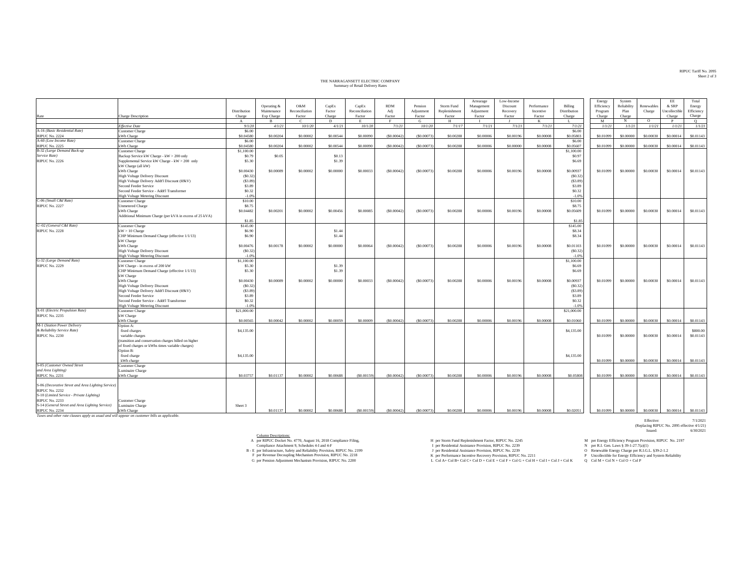RIPUC Tariff No. 2095
Sheet 2 of 3

# THE NARRAGANSETT ELECTRIC COMPANY
## Summary of Retail Delivery Rates

| Rate | Charge Description | Distribution Charge | Operating & Maintenance Exp Charge | O&M Reconciliation Factor | CapEx Factor Charge | CapEx Reconciliation Factor | RDM Adj Factor | Pension Adjustment Factor | Storm Fund Replenishment Factor | Arrearage Management Adjustment Factor | Low-Income Discount Recovery Factor | Performance Incentive Factor | Billing Distribution Charge | Energy Efficiency Program Charge | System Reliability Plan Charge | Renewables Charge | EE & SRP Uncollectible Charge | Total Energy Efficiency Charge |
|---|---|---|---|---|---|---|---|---|---|---|---|---|---|---|---|---|---|---|
| | | A | B | C | D | E | F | G | H | I | J | K | L | M | N | O | P | Q |
| | *Effective Date* | *9/1/20* | *4/1/21* | *10/1/20* | *4/1/21* | *10/1/20* | *7/1/21* | *10/1/20* | *7/1/17* | *7/1/21* | *7/1/21* | *7/1/21* | *7/1/21* | *1/1/21* | *1/1/21* | *1/1/21* | *1/1/21* | *1/1/21* |
| A-16 *(Basic Residential Rate)* | Customer Charge | $6.00 | | | | | | | | | | | $6.00 | | | | | |
| RIPUC No. 2224 | kWh Charge | $0.04580 | $0.00204 | $0.00002 | $0.00544 | $0.00090 | ($0.00042) | ($0.00073) | $0.00288 | $0.00006 | $0.00196 | $0.00008 | $0.05803 | $0.01099 | $0.00000 | $0.00030 | $0.00014 | $0.01143 |
| A-60 *(Low Income Rate)* | Customer Charge | $6.00 | | | | | | | | | | | $6.00 | | | | | |
| RIPUC No. 2225 | kWh Charge | $0.04580 | $0.00204 | $0.00002 | $0.00544 | $0.00090 | ($0.00042) | ($0.00073) | $0.00288 | $0.00006 | $0.00000 | $0.00008 | $0.05607 | $0.01099 | $0.00000 | $0.00030 | $0.00014 | $0.01143 |
| B-32 *(Large Demand Back-up Service Rate)* | Customer Charge | $1,100.00 | | | | | | | | | | | $1,100.00 | | | | | |
| | Backup Service kW Charge - kW > 200 only | $0.79 | $0.05 | | $0.13 | | | | | | | | $0.97 | | | | | |
| RIPUC No. 2226 | Supplemental Service kW Charge - kW > 200 only | $5.30 | | | $1.39 | | | | | | | | $6.69 | | | | | |
| | kW Charge (all kW) | | | | | | | | | | | | | | | | | |
| | kWh Charge | $0.00430 | $0.00089 | $0.00002 | $0.00000 | $0.00033 | ($0.00042) | ($0.00073) | $0.00288 | $0.00006 | $0.00196 | $0.00008 | $0.00937 | $0.01099 | $0.00000 | $0.00030 | $0.00014 | $0.01143 |
| | High Voltage Delivery Discount | ($0.32) | | | | | | | | | | | ($0.32) | | | | | |
| | High Voltage Delivery Addt'l Discount (69kV) | ($3.89) | | | | | | | | | | | ($3.89) | | | | | |
| | Second Feeder Service | $3.89 | | | | | | | | | | | $3.89 | | | | | |
| | Second Feeder Service - Addt'l Transformer | $0.32 | | | | | | | | | | | $0.32 | | | | | |
| | High Voltage Metering Discount | -1.0% | | | | | | | | | | | -1.0% | | | | | |
| C-06 *(Small C&I Rate)* | Customer Charge | $10.00 | | | | | | | | | | | $10.00 | | | | | |
| RIPUC No. 2227 | Unmetered Charge | $8.75 | | | | | | | | | | | $8.75 | | | | | |
| | kWh Charge | $0.04482 | $0.00201 | $0.00002 | $0.00456 | $0.00085 | ($0.00042) | ($0.00073) | $0.00288 | $0.00006 | $0.00196 | $0.00008 | $0.05609 | $0.01099 | $0.00000 | $0.00030 | $0.00014 | $0.01143 |
| | Additional Minimum Charge (per kVA in excess of 25 kVA) | $1.85 | | | | | | | | | | | $1.85 | | | | | |
| G -02 *(General C&I Rate)* | Customer Charge | $145.00 | | | | | | | | | | | $145.00 | | | | | |
| RIPUC No. 2228 | kW > 10 Charge | $6.90 | | | $1.44 | | | | | | | | $8.34 | | | | | |
| | CHP Minimum Demand Charge (effective 1/1/13) | $6.90 | | | $1.44 | | | | | | | | $8.34 | | | | | |
| | kW Charge | | | | | | | | | | | | | | | | | |
| | kWh Charge | $0.00476 | $0.00178 | $0.00002 | $0.00000 | $0.00064 | ($0.00042) | ($0.00073) | $0.00288 | $0.00006 | $0.00196 | $0.00008 | $0.01103 | $0.01099 | $0.00000 | $0.00030 | $0.00014 | $0.01143 |
| | High Voltage Delivery Discount | ($0.32) | | | | | | | | | | | ($0.32) | | | | | |
| | High Voltage Metering Discount | -1.0% | | | | | | | | | | | -1.0% | | | | | |
| G-32 *(Large Demand Rate)* | Customer Charge | $1,100.00 | | | | | | | | | | | $1,100.00 | | | | | |
| RIPUC No. 2229 | kW Charge - in excess of 200 kW | $5.30 | | | $1.39 | | | | | | | | $6.69 | | | | | |
| | CHP Minimum Demand Charge (effective 1/1/13) | $5.30 | | | $1.39 | | | | | | | | $6.69 | | | | | |
| | kW Charge | | | | | | | | | | | | | | | | | |
| | kWh Charge | $0.00430 | $0.00089 | $0.00002 | $0.00000 | $0.00033 | ($0.00042) | ($0.00073) | $0.00288 | $0.00006 | $0.00196 | $0.00008 | $0.00937 | $0.01099 | $0.00000 | $0.00030 | $0.00014 | $0.01143 |
| | High Voltage Delivery Discount | ($0.32) | | | | | | | | | | | ($0.32) | | | | | |
| | High Voltage Delivery Addt'l Discount (69kV) | ($3.89) | | | | | | | | | | | ($3.89) | | | | | |
| | Second Feeder Service | $3.89 | | | | | | | | | | | $3.89 | | | | | |
| | Second Feeder Service - Addt'l Transformer | $0.32 | | | | | | | | | | | $0.32 | | | | | |
| | High Voltage Metering Discount | -1.0% | | | | | | | | | | | -1.0% | | | | | |
| X-01 *(Electric Propulsion Rate)* | Customer Charge | $21,000.00 | | | | | | | | | | | $21,000.00 | | | | | |
| RIPUC No. 2235 | kW Charge | | | | | | | | | | | | | | | | | |
| | kWh Charge | $0.00565 | $0.00042 | $0.00002 | $0.00059 | $0.00009 | ($0.00042) | ($0.00073) | $0.00288 | $0.00006 | $0.00196 | $0.00008 | $0.01060 | $0.01099 | $0.00000 | $0.00030 | $0.00014 | $0.01143 |
| M-1 *(Station Power Delivery & Reliability Service Rate)* | Option A: | | | | | | | | | | | | | | | | | |
| | fixed charges | $4,135.00 | | | | | | | | | | | $4,135.00 | | | | | $800.00 |
| RIPUC No. 2230 | variable charges | | | | | | | | | | | | | $0.01099 | $0.00000 | $0.00030 | $0.00014 | $0.01143 |
| | (transition and conservation charges billed on higher of fixed charges or kWhs times variable charges) | | | | | | | | | | | | | | | | | |
| | Option B: | | | | | | | | | | | | | | | | | |
| | fixed charge | $4,135.00 | | | | | | | | | | | $4,135.00 | | | | | |
| | kWh charge | | | | | | | | | | | | | $0.01099 | $0.00000 | $0.00030 | $0.00014 | $0.01143 |
| S-05 *(Customer Owned Street and Area Lighting)* | Customer Charge | | | | | | | | | | | | | | | | | |
| | Luminaire Charge | | | | | | | | | | | | | | | | | |
| RIPUC No. 2231 | kWh Charge | $0.03757 | $0.01137 | $0.00002 | $0.00688 | ($0.00159) | ($0.00042) | ($0.00073) | $0.00288 | $0.00006 | $0.00196 | $0.00008 | $0.05808 | $0.01099 | $0.00000 | $0.00030 | $0.00014 | $0.01143 |
| S-06 *(Decorative Street and Area Lighting Service)* RIPUC No. 2232 S-10 *(Limited Service - Private Lighting)* RIPUC No. 2233 | Customer Charge | | | | | | | | | | | | | | | | | |
| S-14 *(General Street and Area Lighting Service)* | Luminaire Charge | Sheet 3 | | | | | | | | | | | | | | | | |
| RIPUC No. 2234 | kWh Charge | | $0.01137 | $0.00002 | $0.00688 | ($0.00159) | ($0.00042) | ($0.00073) | $0.00288 | $0.00006 | $0.00196 | $0.00008 | $0.02051 | $0.01099 | $0.00000 | $0.00030 | $0.00014 | $0.01143 |

*Taxes and other rate clauses apply as usual and will appear on customer bills as applicable.*

Effective: 7/1/2021
(Replacing RIPUC No. 2095 effective 4/1/21)
Issued: 6/30/2021

Column Descriptions:

A per RIPUC Docket No. 4770, August 16, 2018 Compliance Filing, Compliance Attachment 9, Schedules 4-I and 4-F
B - E per Infrastructure, Safety and Reliability Provision, RIPUC No. 2199
F per Revenue Decoupling Mechanism Provision, RIPUC No. 2218
G per Pension Adjustment Mechanism Provision, RIPUC No. 2200
H per Storm Fund Replenishment Factor, RIPUC No. 2245
I per Residential Assistance Provision, RIPUC No. 2239
J per Residential Assistance Provision, RIPUC No. 2239
K per Performance Incentive Recovery Provision, RIPUC No. 2211
L Col A+ Col B+ Col C+ Col D + Col E + Col F + Col G + Col H + Col I + Col J + Col K
M per Energy Efficiency Program Provision, RIPUC No. 2197
N per R.I. Gen. Laws § 39-1-27.7(a)(1)
O Renewable Energy Charge per R.I.G.L. §39-2-1.2
P Uncollectible for Energy Efficiency and System Reliability
Q Col M + Col N + Col O + Col P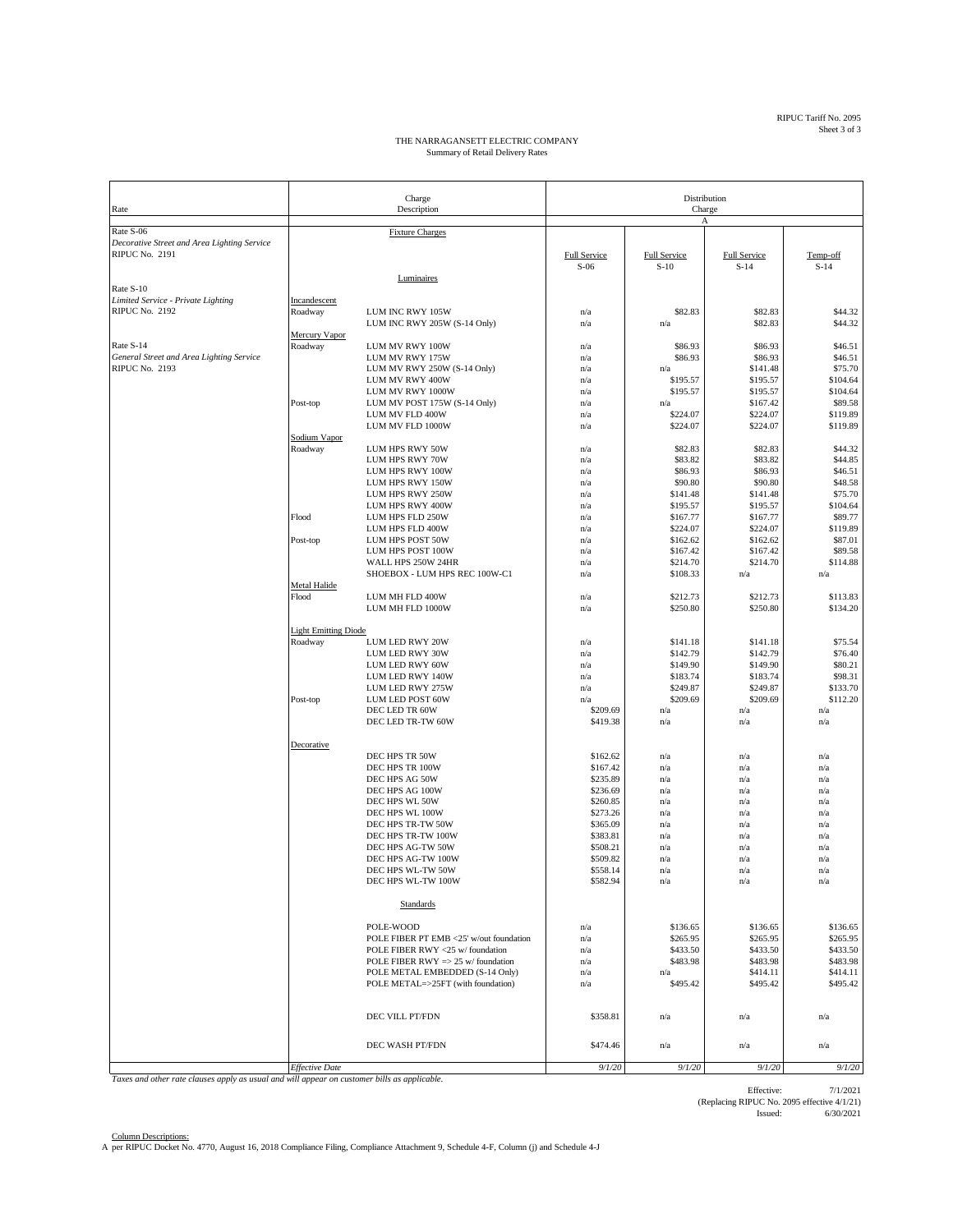RIPUC Tariff No. 2095
Sheet 3 of 3

THE NARRAGANSETT ELECTRIC COMPANY
Summary of Retail Delivery Rates

| Rate | Charge Description | | Distribution Charge A | | | |
|---|---|---|---|---|---|---|
| Rate S-06 *Decorative Street and Area Lighting Service* RIPUC No. 2191 | | Fixture Charges | Full Service S-06 | Full Service S-10 | Full Service S-14 | Temp-off S-14 |
| | | Luminaires | | | | |
| Rate S-10 *Limited Service - Private Lighting* RIPUC No. 2192 | Incandescent | | | | | |
| | Roadway | LUM INC RWY 105W | n/a | $82.83 | $82.83 | $44.32 |
| | | LUM INC RWY 205W (S-14 Only) | n/a | n/a | $82.83 | $44.32 |
| | Mercury Vapor | | | | | |
| Rate S-14 *General Street and Area Lighting Service* RIPUC No. 2193 | Roadway | LUM MV RWY 100W | n/a | $86.93 | $86.93 | $46.51 |
| | | LUM MV RWY 175W | n/a | $86.93 | $86.93 | $46.51 |
| | | LUM MV RWY 250W (S-14 Only) | n/a | n/a | $141.48 | $75.70 |
| | | LUM MV RWY 400W | n/a | $195.57 | $195.57 | $104.64 |
| | | LUM MV RWY 1000W | n/a | $195.57 | $195.57 | $104.64 |
| | Post-top | LUM MV POST 175W (S-14 Only) | n/a | n/a | $167.42 | $89.58 |
| | | LUM MV FLD 400W | n/a | $224.07 | $224.07 | $119.89 |
| | | LUM MV FLD 1000W | n/a | $224.07 | $224.07 | $119.89 |
| | Sodium Vapor | | | | | |
| | Roadway | LUM HPS RWY 50W | n/a | $82.83 | $82.83 | $44.32 |
| | | LUM HPS RWY 70W | n/a | $83.82 | $83.82 | $44.85 |
| | | LUM HPS RWY 100W | n/a | $86.93 | $86.93 | $46.51 |
| | | LUM HPS RWY 150W | n/a | $90.80 | $90.80 | $48.58 |
| | | LUM HPS RWY 250W | n/a | $141.48 | $141.48 | $75.70 |
| | | LUM HPS RWY 400W | n/a | $195.57 | $195.57 | $104.64 |
| | Flood | LUM HPS FLD 250W | n/a | $167.77 | $167.77 | $89.77 |
| | | LUM HPS FLD 400W | n/a | $224.07 | $224.07 | $119.89 |
| | Post-top | LUM HPS POST 50W | n/a | $162.62 | $162.62 | $87.01 |
| | | LUM HPS POST 100W | n/a | $167.42 | $167.42 | $89.58 |
| | | WALL HPS 250W 24HR | n/a | $214.70 | $214.70 | $114.88 |
| | | SHOEBOX - LUM HPS REC 100W-C1 | n/a | $108.33 | n/a | n/a |
| | Metal Halide | | | | | |
| | Flood | LUM MH FLD 400W | n/a | $212.73 | $212.73 | $113.83 |
| | | LUM MH FLD 1000W | n/a | $250.80 | $250.80 | $134.20 |
| | Light Emitting Diode | | | | | |
| | Roadway | LUM LED RWY 20W | n/a | $141.18 | $141.18 | $75.54 |
| | | LUM LED RWY 30W | n/a | $142.79 | $142.79 | $76.40 |
| | | LUM LED RWY 60W | n/a | $149.90 | $149.90 | $80.21 |
| | | LUM LED RWY 140W | n/a | $183.74 | $183.74 | $98.31 |
| | | LUM LED RWY 275W | n/a | $249.87 | $249.87 | $133.70 |
| | Post-top | LUM LED POST 60W | n/a | $209.69 | $209.69 | $112.20 |
| | | DEC LED TR 60W | $209.69 | n/a | n/a | n/a |
| | | DEC LED TR-TW 60W | $419.38 | n/a | n/a | n/a |
| | Decorative | | | | | |
| | | DEC HPS TR 50W | $162.62 | n/a | n/a | n/a |
| | | DEC HPS TR 100W | $167.42 | n/a | n/a | n/a |
| | | DEC HPS AG 50W | $235.89 | n/a | n/a | n/a |
| | | DEC HPS AG 100W | $236.69 | n/a | n/a | n/a |
| | | DEC HPS WL 50W | $260.85 | n/a | n/a | n/a |
| | | DEC HPS WL 100W | $273.26 | n/a | n/a | n/a |
| | | DEC HPS TR-TW 50W | $365.09 | n/a | n/a | n/a |
| | | DEC HPS TR-TW 100W | $383.81 | n/a | n/a | n/a |
| | | DEC HPS AG-TW 50W | $508.21 | n/a | n/a | n/a |
| | | DEC HPS AG-TW 100W | $509.82 | n/a | n/a | n/a |
| | | DEC HPS WL-TW 50W | $558.14 | n/a | n/a | n/a |
| | | DEC HPS WL-TW 100W | $582.94 | n/a | n/a | n/a |
| | | Standards | | | | |
| | | POLE-WOOD | n/a | $136.65 | $136.65 | $136.65 |
| | | POLE FIBER PT EMB <25' w/out foundation | n/a | $265.95 | $265.95 | $265.95 |
| | | POLE FIBER RWY <25 w/ foundation | n/a | $433.50 | $433.50 | $433.50 |
| | | POLE FIBER RWY => 25 w/ foundation | n/a | $483.98 | $483.98 | $483.98 |
| | | POLE METAL EMBEDDED (S-14 Only) | n/a | n/a | $414.11 | $414.11 |
| | | POLE METAL=>25FT (with foundation) | n/a | $495.42 | $495.42 | $495.42 |
| | | DEC VILL PT/FDN | $358.81 | n/a | n/a | n/a |
| | | DEC WASH PT/FDN | $474.46 | n/a | n/a | n/a |
| | *Effective Date* | | *9/1/20* | *9/1/20* | *9/1/20* | *9/1/20* |

*Taxes and other rate clauses apply as usual and will appear on customer bills as applicable.*

Effective: 7/1/2021
(Replacing RIPUC No. 2095 effective 4/1/21)
Issued: 6/30/2021

Column Descriptions:
A per RIPUC Docket No. 4770, August 16, 2018 Compliance Filing, Compliance Attachment 9, Schedule 4-F, Column (j) and Schedule 4-J